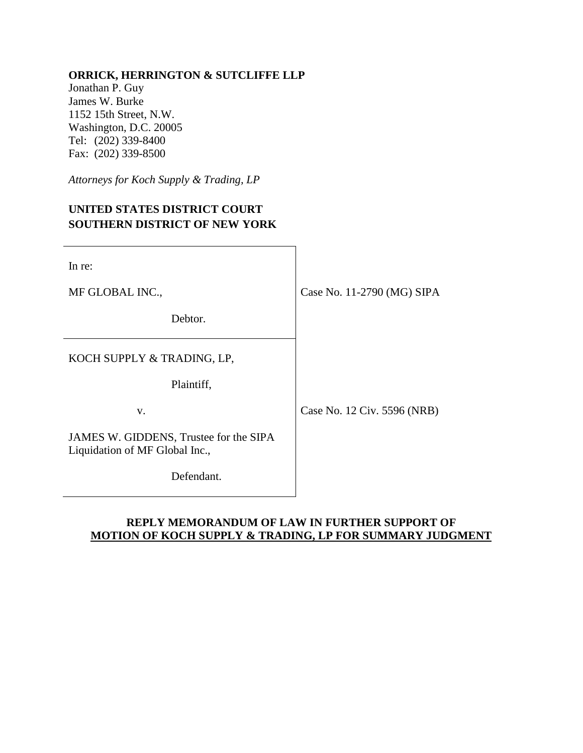**ORRICK, HERRINGTON & SUTCLIFFE LLP**
Jonathan P. Guy
James W. Burke
1152 15th Street, N.W.
Washington, D.C. 20005
Tel: (202) 339-8400
Fax: (202) 339-8500

*Attorneys for Koch Supply & Trading, LP*

**UNITED STATES DISTRICT COURT**
**SOUTHERN DISTRICT OF NEW YORK**

| | |
|---|---|
| In re:<br><br>MF GLOBAL INC.,<br><br>Debtor. | Case No. 11-2790 (MG) SIPA |
| KOCH SUPPLY & TRADING, LP,<br><br>Plaintiff,<br><br>v.<br><br>JAMES W. GIDDENS, Trustee for the SIPA Liquidation of MF Global Inc.,<br><br>Defendant. | Case No. 12 Civ. 5596 (NRB) |

**REPLY MEMORANDUM OF LAW IN FURTHER SUPPORT OF**
**MOTION OF KOCH SUPPLY & TRADING, LP FOR SUMMARY JUDGMENT**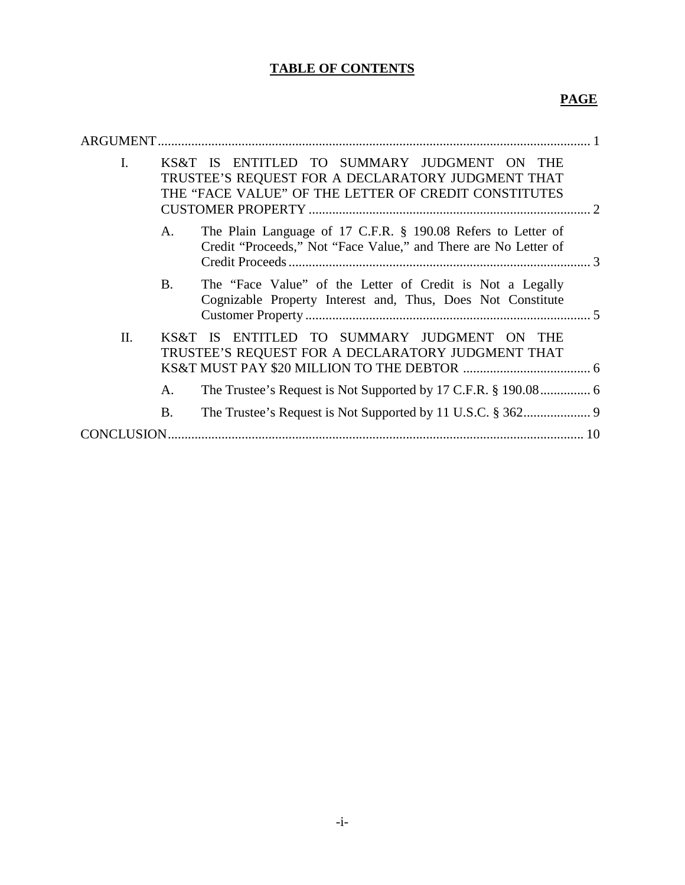# TABLE OF CONTENTS

**PAGE**

ARGUMENT ........ 1

I. KS&T IS ENTITLED TO SUMMARY JUDGMENT ON THE TRUSTEE'S REQUEST FOR A DECLARATORY JUDGMENT THAT THE "FACE VALUE" OF THE LETTER OF CREDIT CONSTITUTES CUSTOMER PROPERTY ........ 2

   A. The Plain Language of 17 C.F.R. § 190.08 Refers to Letter of Credit "Proceeds," Not "Face Value," and There are No Letter of Credit Proceeds ........ 3

   B. The "Face Value" of the Letter of Credit is Not a Legally Cognizable Property Interest and, Thus, Does Not Constitute Customer Property ........ 5

II. KS&T IS ENTITLED TO SUMMARY JUDGMENT ON THE TRUSTEE'S REQUEST FOR A DECLARATORY JUDGMENT THAT KS&T MUST PAY $20 MILLION TO THE DEBTOR ........ 6

   A. The Trustee's Request is Not Supported by 17 C.F.R. § 190.08 ........ 6

   B. The Trustee's Request is Not Supported by 11 U.S.C. § 362 ........ 9

CONCLUSION ........ 10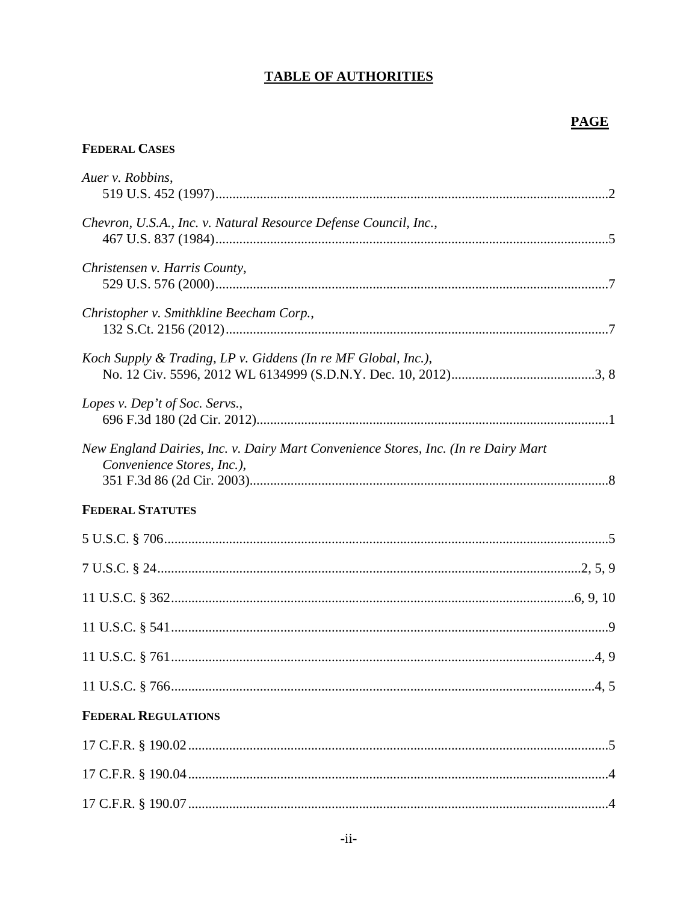# TABLE OF AUTHORITIES

| | **PAGE** |
|---|---|
| **FEDERAL CASES** | |
| *Auer v. Robbins*, 519 U.S. 452 (1997) | 2 |
| *Chevron, U.S.A., Inc. v. Natural Resource Defense Council, Inc.*, 467 U.S. 837 (1984) | 5 |
| *Christensen v. Harris County*, 529 U.S. 576 (2000) | 7 |
| *Christopher v. Smithkline Beecham Corp.*, 132 S.Ct. 2156 (2012) | 7 |
| *Koch Supply & Trading, LP v. Giddens (In re MF Global, Inc.)*, No. 12 Civ. 5596, 2012 WL 6134999 (S.D.N.Y. Dec. 10, 2012) | 3, 8 |
| *Lopes v. Dep't of Soc. Servs.*, 696 F.3d 180 (2d Cir. 2012) | 1 |
| *New England Dairies, Inc. v. Dairy Mart Convenience Stores, Inc. (In re Dairy Mart Convenience Stores, Inc.)*, 351 F.3d 86 (2d Cir. 2003) | 8 |
| **FEDERAL STATUTES** | |
| 5 U.S.C. § 706 | 5 |
| 7 U.S.C. § 24 | 2, 5, 9 |
| 11 U.S.C. § 362 | 6, 9, 10 |
| 11 U.S.C. § 541 | 9 |
| 11 U.S.C. § 761 | 4, 9 |
| 11 U.S.C. § 766 | 4, 5 |
| **FEDERAL REGULATIONS** | |
| 17 C.F.R. § 190.02 | 5 |
| 17 C.F.R. § 190.04 | 4 |
| 17 C.F.R. § 190.07 | 4 |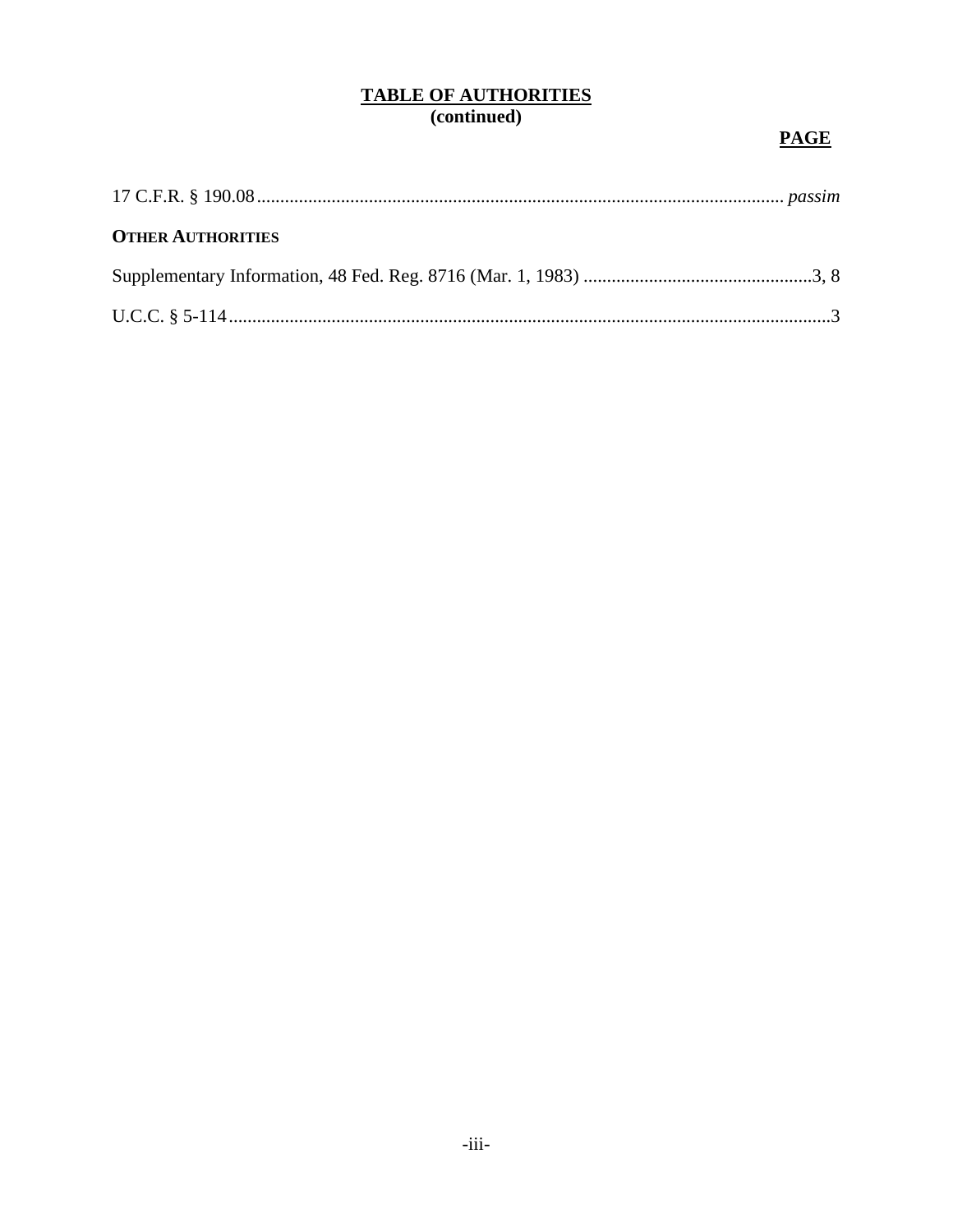**TABLE OF AUTHORITIES**
**(continued)**

**PAGE**

17 C.F.R. § 190.08................................................................................................................ *passim*

**OTHER AUTHORITIES**

Supplementary Information, 48 Fed. Reg. 8716 (Mar. 1, 1983) .................................................3, 8

U.C.C. § 5-114.................................................................................................................................3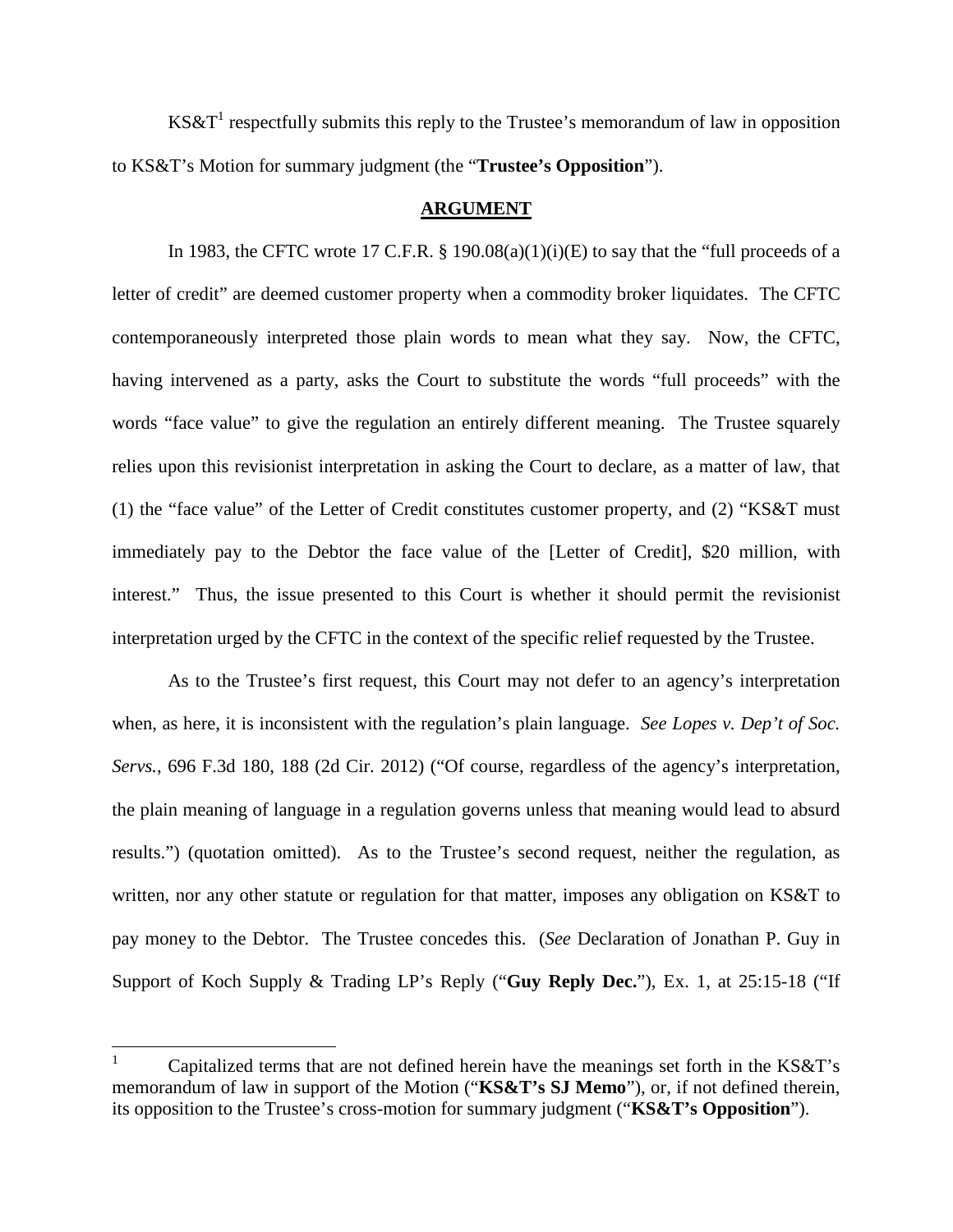KS&T[1] respectfully submits this reply to the Trustee's memorandum of law in opposition to KS&T's Motion for summary judgment (the "**Trustee's Opposition**").

## ARGUMENT

In 1983, the CFTC wrote 17 C.F.R. § 190.08(a)(1)(i)(E) to say that the "full proceeds of a letter of credit" are deemed customer property when a commodity broker liquidates. The CFTC contemporaneously interpreted those plain words to mean what they say. Now, the CFTC, having intervened as a party, asks the Court to substitute the words "full proceeds" with the words "face value" to give the regulation an entirely different meaning. The Trustee squarely relies upon this revisionist interpretation in asking the Court to declare, as a matter of law, that (1) the "face value" of the Letter of Credit constitutes customer property, and (2) "KS&T must immediately pay to the Debtor the face value of the [Letter of Credit], $20 million, with interest." Thus, the issue presented to this Court is whether it should permit the revisionist interpretation urged by the CFTC in the context of the specific relief requested by the Trustee.

As to the Trustee's first request, this Court may not defer to an agency's interpretation when, as here, it is inconsistent with the regulation's plain language. *See Lopes v. Dep't of Soc. Servs.*, 696 F.3d 180, 188 (2d Cir. 2012) ("Of course, regardless of the agency's interpretation, the plain meaning of language in a regulation governs unless that meaning would lead to absurd results.") (quotation omitted). As to the Trustee's second request, neither the regulation, as written, nor any other statute or regulation for that matter, imposes any obligation on KS&T to pay money to the Debtor. The Trustee concedes this. (*See* Declaration of Jonathan P. Guy in Support of Koch Supply & Trading LP's Reply ("**Guy Reply Dec.**"), Ex. 1, at 25:15-18 ("If

---

[1] Capitalized terms that are not defined herein have the meanings set forth in the KS&T's memorandum of law in support of the Motion ("**KS&T's SJ Memo**"), or, if not defined therein, its opposition to the Trustee's cross-motion for summary judgment ("**KS&T's Opposition**").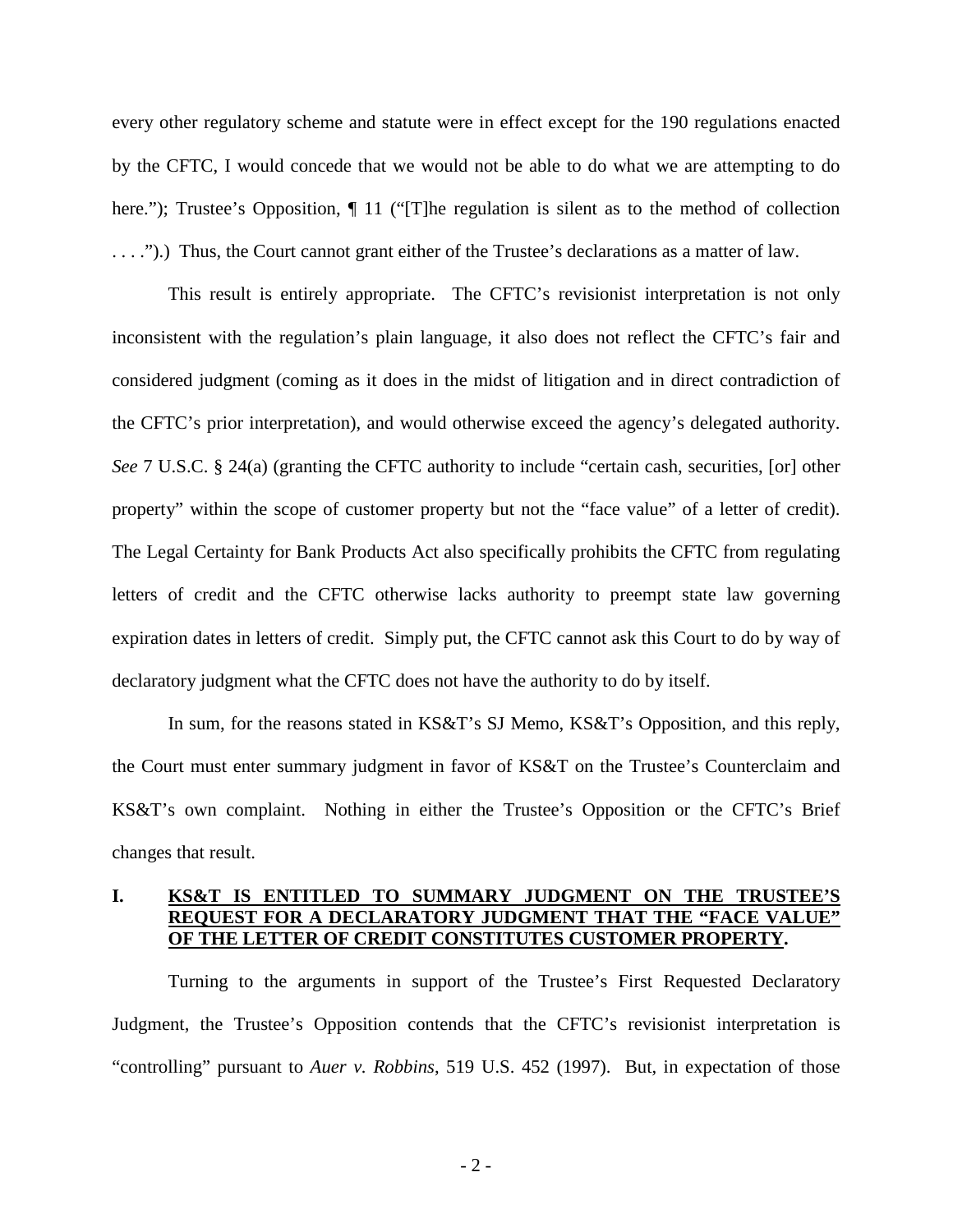every other regulatory scheme and statute were in effect except for the 190 regulations enacted by the CFTC, I would concede that we would not be able to do what we are attempting to do here."); Trustee's Opposition, ¶ 11 ("[T]he regulation is silent as to the method of collection . . . .").) Thus, the Court cannot grant either of the Trustee's declarations as a matter of law.

This result is entirely appropriate. The CFTC's revisionist interpretation is not only inconsistent with the regulation's plain language, it also does not reflect the CFTC's fair and considered judgment (coming as it does in the midst of litigation and in direct contradiction of the CFTC's prior interpretation), and would otherwise exceed the agency's delegated authority. *See* 7 U.S.C. § 24(a) (granting the CFTC authority to include "certain cash, securities, [or] other property" within the scope of customer property but not the "face value" of a letter of credit). The Legal Certainty for Bank Products Act also specifically prohibits the CFTC from regulating letters of credit and the CFTC otherwise lacks authority to preempt state law governing expiration dates in letters of credit. Simply put, the CFTC cannot ask this Court to do by way of declaratory judgment what the CFTC does not have the authority to do by itself.

In sum, for the reasons stated in KS&T's SJ Memo, KS&T's Opposition, and this reply, the Court must enter summary judgment in favor of KS&T on the Trustee's Counterclaim and KS&T's own complaint. Nothing in either the Trustee's Opposition or the CFTC's Brief changes that result.

## I. KS&T IS ENTITLED TO SUMMARY JUDGMENT ON THE TRUSTEE'S REQUEST FOR A DECLARATORY JUDGMENT THAT THE "FACE VALUE" OF THE LETTER OF CREDIT CONSTITUTES CUSTOMER PROPERTY.

Turning to the arguments in support of the Trustee's First Requested Declaratory Judgment, the Trustee's Opposition contends that the CFTC's revisionist interpretation is "controlling" pursuant to *Auer v. Robbins*, 519 U.S. 452 (1997). But, in expectation of those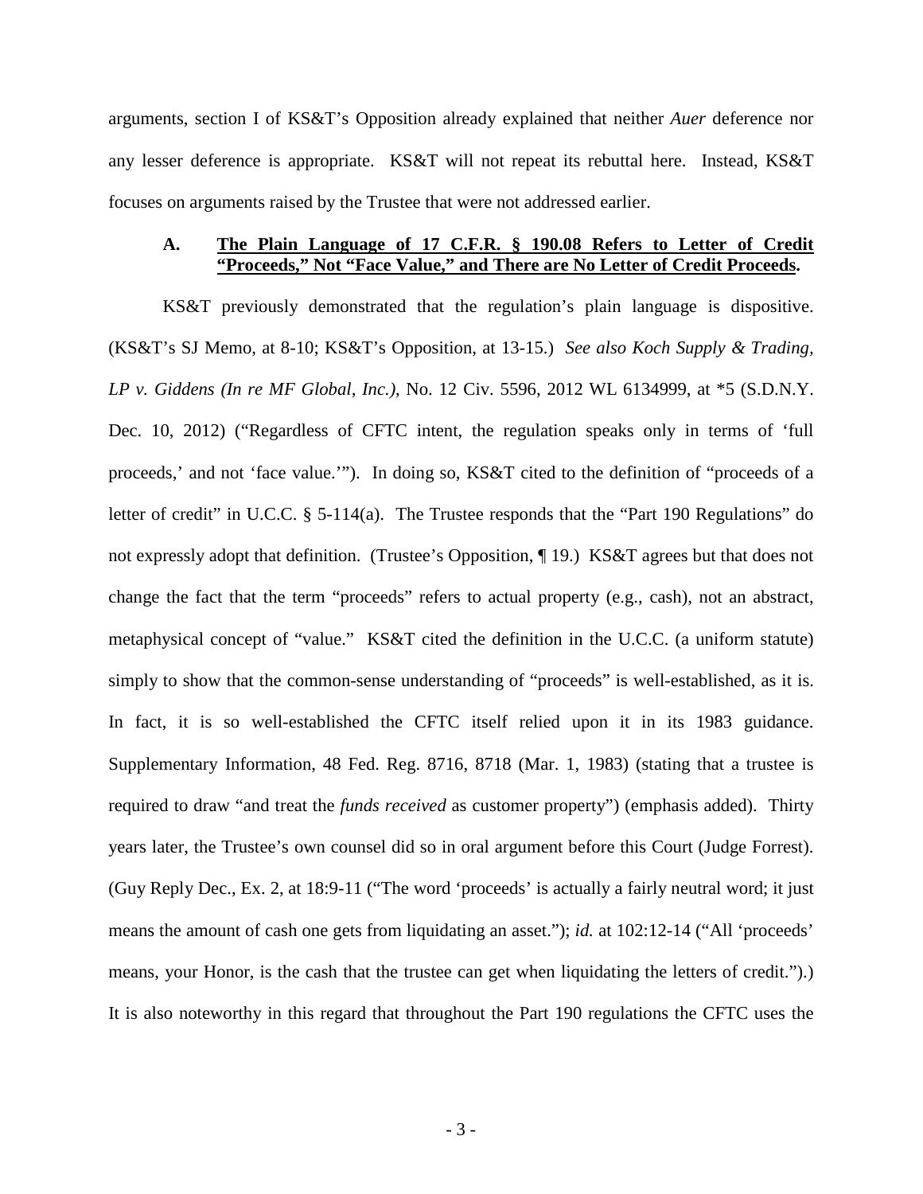arguments, section I of KS&T's Opposition already explained that neither *Auer* deference nor any lesser deference is appropriate. KS&T will not repeat its rebuttal here. Instead, KS&T focuses on arguments raised by the Trustee that were not addressed earlier.

### A. <u>The Plain Language of 17 C.F.R. § 190.08 Refers to Letter of Credit "Proceeds," Not "Face Value," and There are No Letter of Credit Proceeds.</u>

KS&T previously demonstrated that the regulation's plain language is dispositive. (KS&T's SJ Memo, at 8-10; KS&T's Opposition, at 13-15.) *See also Koch Supply & Trading, LP v. Giddens (In re MF Global, Inc.)*, No. 12 Civ. 5596, 2012 WL 6134999, at *5 (S.D.N.Y. Dec. 10, 2012) ("Regardless of CFTC intent, the regulation speaks only in terms of 'full proceeds,' and not 'face value.'"). In doing so, KS&T cited to the definition of "proceeds of a letter of credit" in U.C.C. § 5-114(a). The Trustee responds that the "Part 190 Regulations" do not expressly adopt that definition. (Trustee's Opposition, ¶ 19.) KS&T agrees but that does not change the fact that the term "proceeds" refers to actual property (e.g., cash), not an abstract, metaphysical concept of "value." KS&T cited the definition in the U.C.C. (a uniform statute) simply to show that the common-sense understanding of "proceeds" is well-established, as it is. In fact, it is so well-established the CFTC itself relied upon it in its 1983 guidance. Supplementary Information, 48 Fed. Reg. 8716, 8718 (Mar. 1, 1983) (stating that a trustee is required to draw "and treat the *funds received* as customer property") (emphasis added). Thirty years later, the Trustee's own counsel did so in oral argument before this Court (Judge Forrest). (Guy Reply Dec., Ex. 2, at 18:9-11 ("The word 'proceeds' is actually a fairly neutral word; it just means the amount of cash one gets from liquidating an asset."); *id.* at 102:12-14 ("All 'proceeds' means, your Honor, is the cash that the trustee can get when liquidating the letters of credit.").) It is also noteworthy in this regard that throughout the Part 190 regulations the CFTC uses the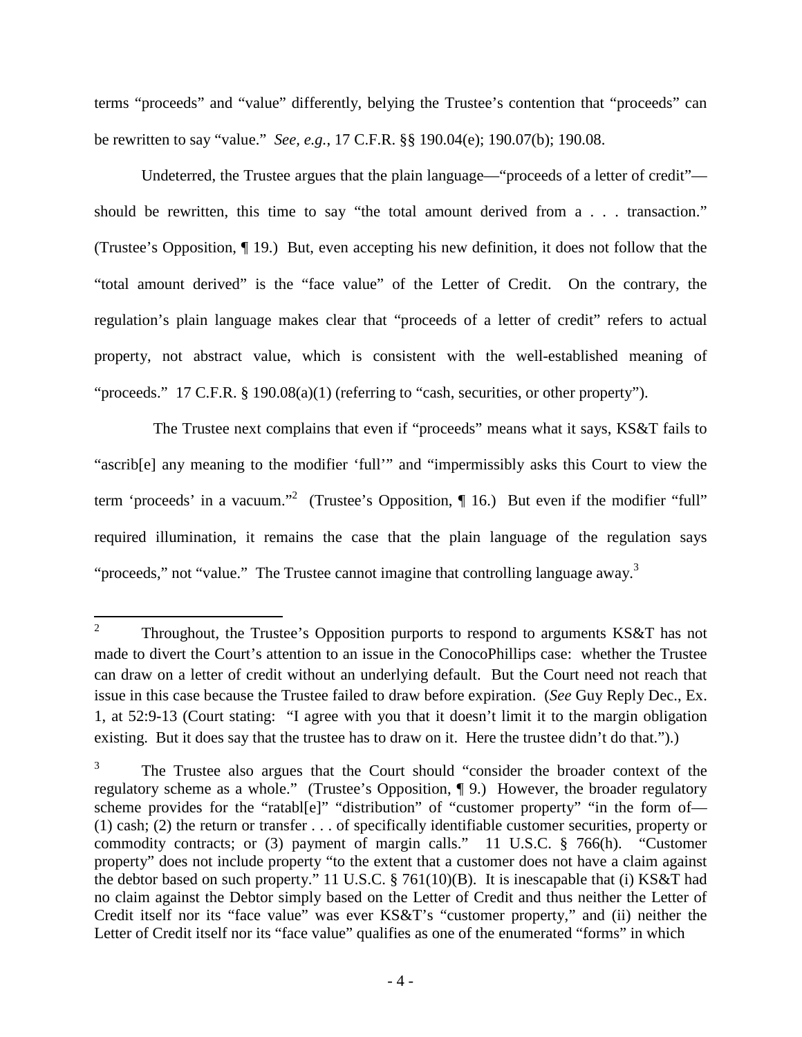terms "proceeds" and "value" differently, belying the Trustee's contention that "proceeds" can be rewritten to say "value." *See, e.g.*, 17 C.F.R. §§ 190.04(e); 190.07(b); 190.08.

Undeterred, the Trustee argues that the plain language—"proceeds of a letter of credit"—should be rewritten, this time to say "the total amount derived from a . . . transaction." (Trustee's Opposition, ¶ 19.) But, even accepting his new definition, it does not follow that the "total amount derived" is the "face value" of the Letter of Credit. On the contrary, the regulation's plain language makes clear that "proceeds of a letter of credit" refers to actual property, not abstract value, which is consistent with the well-established meaning of "proceeds." 17 C.F.R. § 190.08(a)(1) (referring to "cash, securities, or other property").

The Trustee next complains that even if "proceeds" means what it says, KS&T fails to "ascrib[e] any meaning to the modifier 'full'" and "impermissibly asks this Court to view the term 'proceeds' in a vacuum."[2] (Trustee's Opposition, ¶ 16.) But even if the modifier "full" required illumination, it remains the case that the plain language of the regulation says "proceeds," not "value." The Trustee cannot imagine that controlling language away.[3]

---

[2] Throughout, the Trustee's Opposition purports to respond to arguments KS&T has not made to divert the Court's attention to an issue in the ConocoPhillips case: whether the Trustee can draw on a letter of credit without an underlying default. But the Court need not reach that issue in this case because the Trustee failed to draw before expiration. (*See* Guy Reply Dec., Ex. 1, at 52:9-13 (Court stating: "I agree with you that it doesn't limit it to the margin obligation existing. But it does say that the trustee has to draw on it. Here the trustee didn't do that.").)

[3] The Trustee also argues that the Court should "consider the broader context of the regulatory scheme as a whole." (Trustee's Opposition, ¶ 9.) However, the broader regulatory scheme provides for the "ratabl[e]" "distribution" of "customer property" "in the form of— (1) cash; (2) the return or transfer . . . of specifically identifiable customer securities, property or commodity contracts; or (3) payment of margin calls." 11 U.S.C. § 766(h). "Customer property" does not include property "to the extent that a customer does not have a claim against the debtor based on such property." 11 U.S.C. § 761(10)(B). It is inescapable that (i) KS&T had no claim against the Debtor simply based on the Letter of Credit and thus neither the Letter of Credit itself nor its "face value" was ever KS&T's "customer property," and (ii) neither the Letter of Credit itself nor its "face value" qualifies as one of the enumerated "forms" in which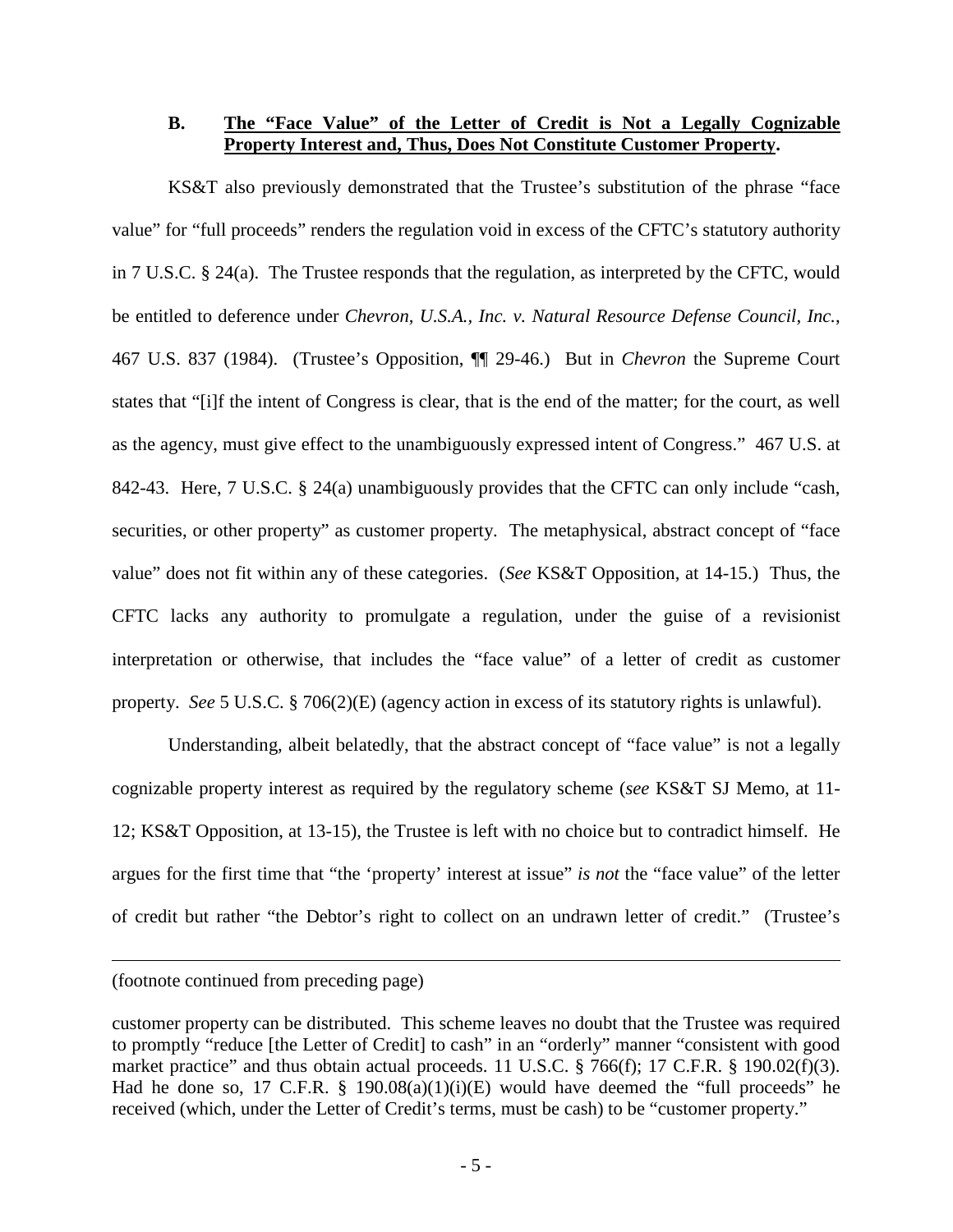### B. **The "Face Value" of the Letter of Credit is Not a Legally Cognizable Property Interest and, Thus, Does Not Constitute Customer Property.**

KS&T also previously demonstrated that the Trustee's substitution of the phrase "face value" for "full proceeds" renders the regulation void in excess of the CFTC's statutory authority in 7 U.S.C. § 24(a). The Trustee responds that the regulation, as interpreted by the CFTC, would be entitled to deference under *Chevron, U.S.A., Inc. v. Natural Resource Defense Council, Inc.*, 467 U.S. 837 (1984). (Trustee's Opposition, ¶¶ 29-46.) But in *Chevron* the Supreme Court states that "[i]f the intent of Congress is clear, that is the end of the matter; for the court, as well as the agency, must give effect to the unambiguously expressed intent of Congress." 467 U.S. at 842-43. Here, 7 U.S.C. § 24(a) unambiguously provides that the CFTC can only include "cash, securities, or other property" as customer property. The metaphysical, abstract concept of "face value" does not fit within any of these categories. (*See* KS&T Opposition, at 14-15.) Thus, the CFTC lacks any authority to promulgate a regulation, under the guise of a revisionist interpretation or otherwise, that includes the "face value" of a letter of credit as customer property. *See* 5 U.S.C. § 706(2)(E) (agency action in excess of its statutory rights is unlawful).

Understanding, albeit belatedly, that the abstract concept of "face value" is not a legally cognizable property interest as required by the regulatory scheme (*see* KS&T SJ Memo, at 11-12; KS&T Opposition, at 13-15), the Trustee is left with no choice but to contradict himself. He argues for the first time that "the 'property' interest at issue" *is not* the "face value" of the letter of credit but rather "the Debtor's right to collect on an undrawn letter of credit." (Trustee's

---

(footnote continued from preceding page)

customer property can be distributed. This scheme leaves no doubt that the Trustee was required to promptly "reduce [the Letter of Credit] to cash" in an "orderly" manner "consistent with good market practice" and thus obtain actual proceeds. 11 U.S.C. § 766(f); 17 C.F.R. § 190.02(f)(3). Had he done so, 17 C.F.R. § 190.08(a)(1)(i)(E) would have deemed the "full proceeds" he received (which, under the Letter of Credit's terms, must be cash) to be "customer property."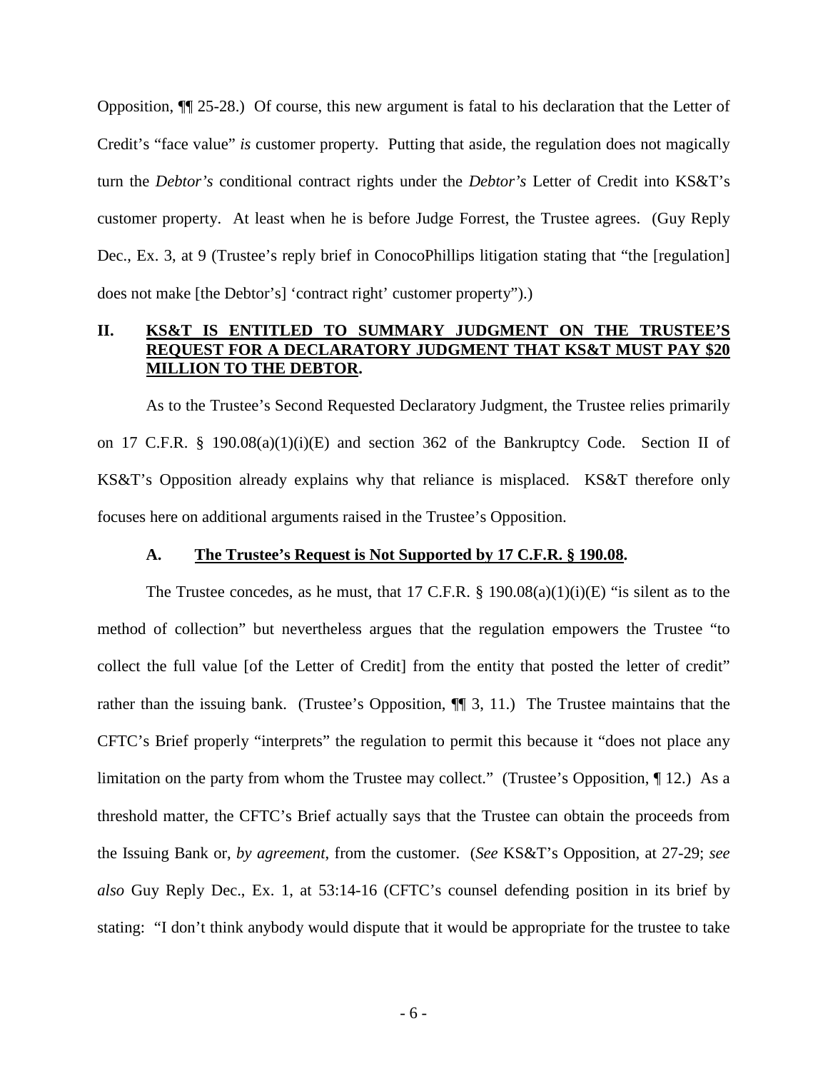Opposition, ¶¶ 25-28.) Of course, this new argument is fatal to his declaration that the Letter of Credit's "face value" *is* customer property. Putting that aside, the regulation does not magically turn the *Debtor's* conditional contract rights under the *Debtor's* Letter of Credit into KS&T's customer property. At least when he is before Judge Forrest, the Trustee agrees. (Guy Reply Dec., Ex. 3, at 9 (Trustee's reply brief in ConocoPhillips litigation stating that "the [regulation] does not make [the Debtor's] 'contract right' customer property").)

## II. **KS&T IS ENTITLED TO SUMMARY JUDGMENT ON THE TRUSTEE'S REQUEST FOR A DECLARATORY JUDGMENT THAT KS&T MUST PAY $20 MILLION TO THE DEBTOR.**

As to the Trustee's Second Requested Declaratory Judgment, the Trustee relies primarily on 17 C.F.R. § 190.08(a)(1)(i)(E) and section 362 of the Bankruptcy Code. Section II of KS&T's Opposition already explains why that reliance is misplaced. KS&T therefore only focuses here on additional arguments raised in the Trustee's Opposition.

### A. **The Trustee's Request is Not Supported by 17 C.F.R. § 190.08.**

The Trustee concedes, as he must, that 17 C.F.R. § 190.08(a)(1)(i)(E) "is silent as to the method of collection" but nevertheless argues that the regulation empowers the Trustee "to collect the full value [of the Letter of Credit] from the entity that posted the letter of credit" rather than the issuing bank. (Trustee's Opposition, ¶¶ 3, 11.) The Trustee maintains that the CFTC's Brief properly "interprets" the regulation to permit this because it "does not place any limitation on the party from whom the Trustee may collect." (Trustee's Opposition, ¶ 12.) As a threshold matter, the CFTC's Brief actually says that the Trustee can obtain the proceeds from the Issuing Bank or, *by agreement*, from the customer. (*See* KS&T's Opposition, at 27-29; *see also* Guy Reply Dec., Ex. 1, at 53:14-16 (CFTC's counsel defending position in its brief by stating: "I don't think anybody would dispute that it would be appropriate for the trustee to take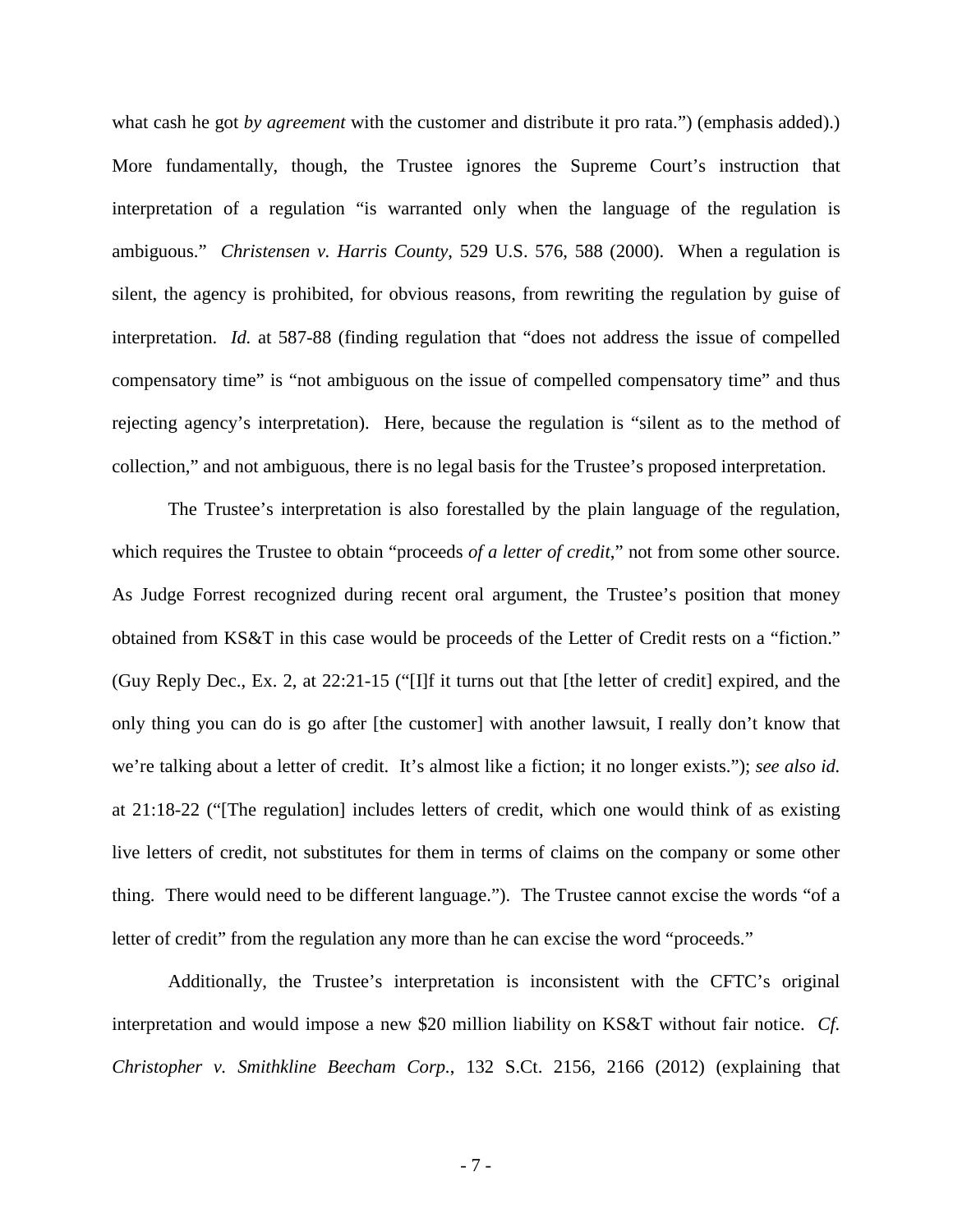what cash he got *by agreement* with the customer and distribute it pro rata.") (emphasis added).) More fundamentally, though, the Trustee ignores the Supreme Court's instruction that interpretation of a regulation "is warranted only when the language of the regulation is ambiguous." *Christensen v. Harris County*, 529 U.S. 576, 588 (2000). When a regulation is silent, the agency is prohibited, for obvious reasons, from rewriting the regulation by guise of interpretation. *Id.* at 587-88 (finding regulation that "does not address the issue of compelled compensatory time" is "not ambiguous on the issue of compelled compensatory time" and thus rejecting agency's interpretation). Here, because the regulation is "silent as to the method of collection," and not ambiguous, there is no legal basis for the Trustee's proposed interpretation.

The Trustee's interpretation is also forestalled by the plain language of the regulation, which requires the Trustee to obtain "proceeds *of a letter of credit*," not from some other source. As Judge Forrest recognized during recent oral argument, the Trustee's position that money obtained from KS&T in this case would be proceeds of the Letter of Credit rests on a "fiction." (Guy Reply Dec., Ex. 2, at 22:21-15 ("[I]f it turns out that [the letter of credit] expired, and the only thing you can do is go after [the customer] with another lawsuit, I really don't know that we're talking about a letter of credit. It's almost like a fiction; it no longer exists."); *see also id.* at 21:18-22 ("[The regulation] includes letters of credit, which one would think of as existing live letters of credit, not substitutes for them in terms of claims on the company or some other thing. There would need to be different language."). The Trustee cannot excise the words "of a letter of credit" from the regulation any more than he can excise the word "proceeds."

Additionally, the Trustee's interpretation is inconsistent with the CFTC's original interpretation and would impose a new \$20 million liability on KS&T without fair notice. *Cf. Christopher v. Smithkline Beecham Corp.*, 132 S.Ct. 2156, 2166 (2012) (explaining that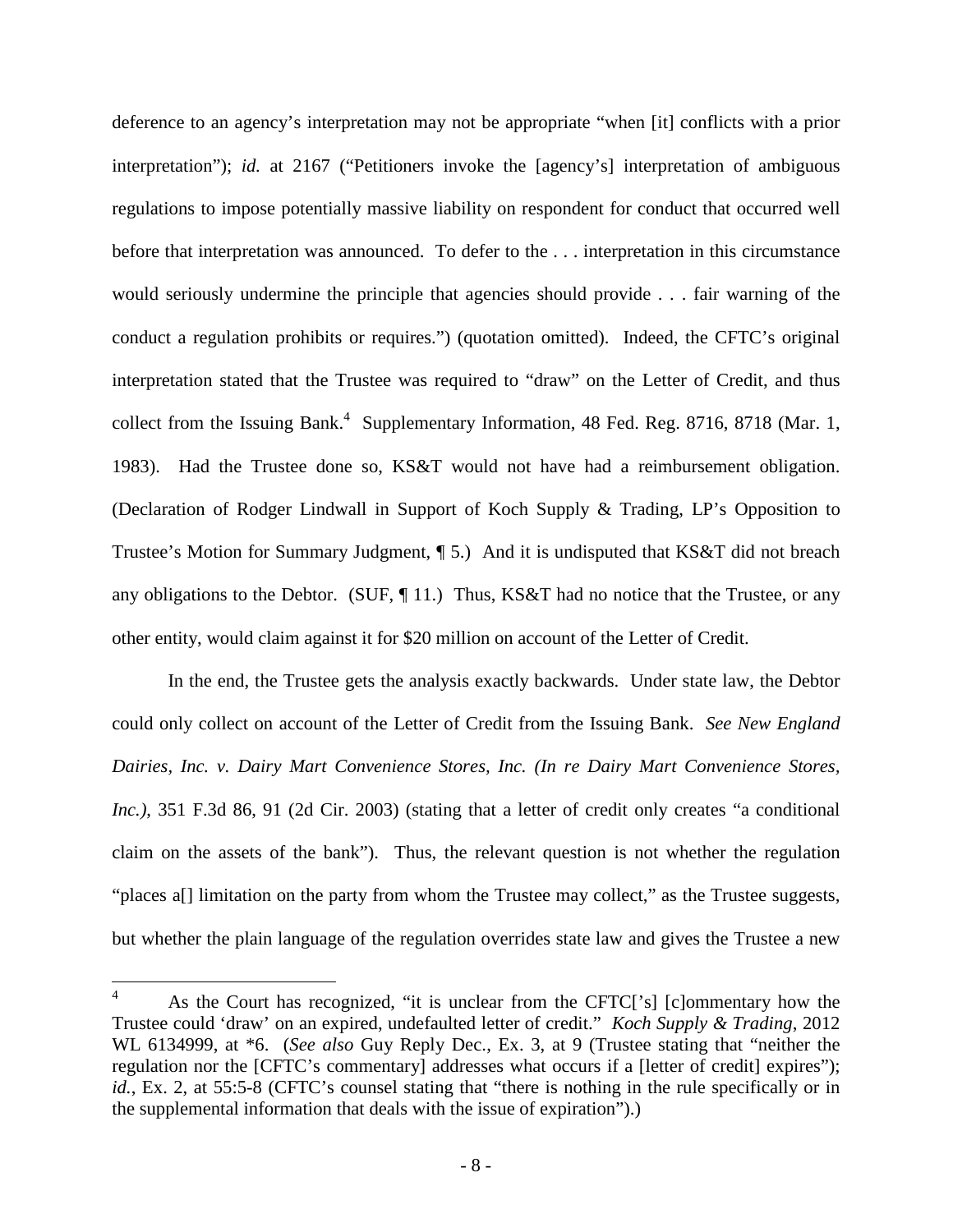deference to an agency's interpretation may not be appropriate "when [it] conflicts with a prior interpretation"); *id.* at 2167 ("Petitioners invoke the [agency's] interpretation of ambiguous regulations to impose potentially massive liability on respondent for conduct that occurred well before that interpretation was announced. To defer to the . . . interpretation in this circumstance would seriously undermine the principle that agencies should provide . . . fair warning of the conduct a regulation prohibits or requires.") (quotation omitted). Indeed, the CFTC's original interpretation stated that the Trustee was required to "draw" on the Letter of Credit, and thus collect from the Issuing Bank.[4] Supplementary Information, 48 Fed. Reg. 8716, 8718 (Mar. 1, 1983). Had the Trustee done so, KS&T would not have had a reimbursement obligation. (Declaration of Rodger Lindwall in Support of Koch Supply & Trading, LP's Opposition to Trustee's Motion for Summary Judgment, ¶ 5.) And it is undisputed that KS&T did not breach any obligations to the Debtor. (SUF, ¶ 11.) Thus, KS&T had no notice that the Trustee, or any other entity, would claim against it for $20 million on account of the Letter of Credit.

In the end, the Trustee gets the analysis exactly backwards. Under state law, the Debtor could only collect on account of the Letter of Credit from the Issuing Bank. *See New England Dairies, Inc. v. Dairy Mart Convenience Stores, Inc. (In re Dairy Mart Convenience Stores, Inc.)*, 351 F.3d 86, 91 (2d Cir. 2003) (stating that a letter of credit only creates "a conditional claim on the assets of the bank"). Thus, the relevant question is not whether the regulation "places a[] limitation on the party from whom the Trustee may collect," as the Trustee suggests, but whether the plain language of the regulation overrides state law and gives the Trustee a new

---

[4] As the Court has recognized, "it is unclear from the CFTC['s] [c]ommentary how the Trustee could 'draw' on an expired, undefaulted letter of credit." *Koch Supply & Trading*, 2012 WL 6134999, at *6. (*See also* Guy Reply Dec., Ex. 3, at 9 (Trustee stating that "neither the regulation nor the [CFTC's commentary] addresses what occurs if a [letter of credit] expires"); *id.*, Ex. 2, at 55:5-8 (CFTC's counsel stating that "there is nothing in the rule specifically or in the supplemental information that deals with the issue of expiration").)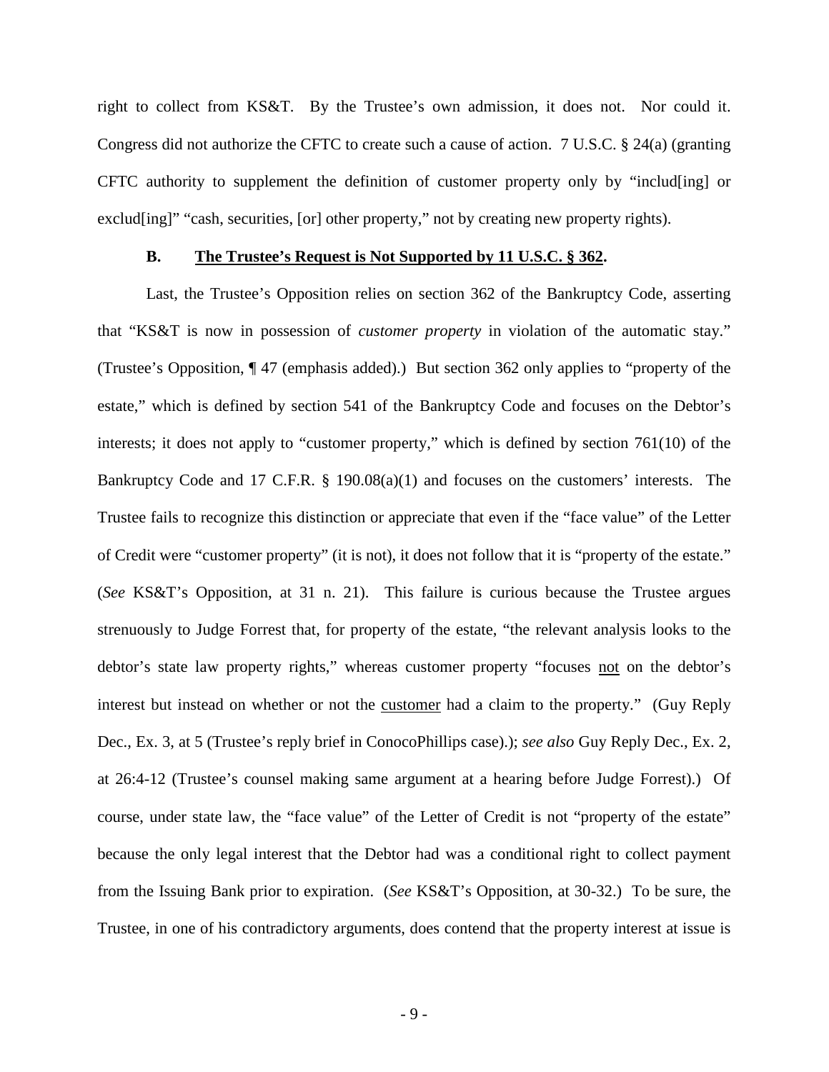right to collect from KS&T. By the Trustee's own admission, it does not. Nor could it. Congress did not authorize the CFTC to create such a cause of action. 7 U.S.C. § 24(a) (granting CFTC authority to supplement the definition of customer property only by "includ[ing] or exclud[ing]" "cash, securities, [or] other property," not by creating new property rights).

### B. <u>The Trustee's Request is Not Supported by 11 U.S.C. § 362</u>.

Last, the Trustee's Opposition relies on section 362 of the Bankruptcy Code, asserting that "KS&T is now in possession of *customer property* in violation of the automatic stay." (Trustee's Opposition, ¶ 47 (emphasis added).) But section 362 only applies to "property of the estate," which is defined by section 541 of the Bankruptcy Code and focuses on the Debtor's interests; it does not apply to "customer property," which is defined by section 761(10) of the Bankruptcy Code and 17 C.F.R. § 190.08(a)(1) and focuses on the customers' interests. The Trustee fails to recognize this distinction or appreciate that even if the "face value" of the Letter of Credit were "customer property" (it is not), it does not follow that it is "property of the estate." (*See* KS&T's Opposition, at 31 n. 21). This failure is curious because the Trustee argues strenuously to Judge Forrest that, for property of the estate, "the relevant analysis looks to the debtor's state law property rights," whereas customer property "focuses <u>not</u> on the debtor's interest but instead on whether or not the <u>customer</u> had a claim to the property." (Guy Reply Dec., Ex. 3, at 5 (Trustee's reply brief in ConocoPhillips case).); *see also* Guy Reply Dec., Ex. 2, at 26:4-12 (Trustee's counsel making same argument at a hearing before Judge Forrest).) Of course, under state law, the "face value" of the Letter of Credit is not "property of the estate" because the only legal interest that the Debtor had was a conditional right to collect payment from the Issuing Bank prior to expiration. (*See* KS&T's Opposition, at 30-32.) To be sure, the Trustee, in one of his contradictory arguments, does contend that the property interest at issue is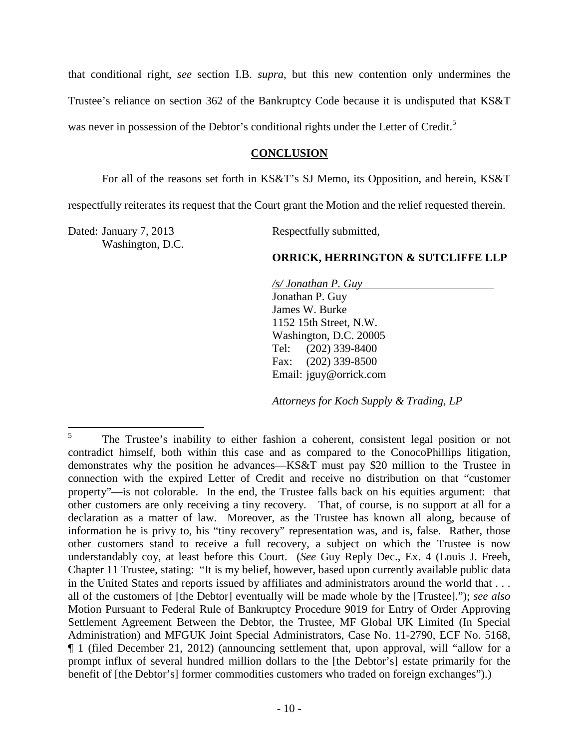that conditional right, *see* section I.B. *supra*, but this new contention only undermines the Trustee's reliance on section 362 of the Bankruptcy Code because it is undisputed that KS&T was never in possession of the Debtor's conditional rights under the Letter of Credit.[5]

## CONCLUSION

For all of the reasons set forth in KS&T's SJ Memo, its Opposition, and herein, KS&T respectfully reiterates its request that the Court grant the Motion and the relief requested therein.

Dated: January 7, 2013
Washington, D.C.

Respectfully submitted,

**ORRICK, HERRINGTON & SUTCLIFFE LLP**

*/s/ Jonathan P. Guy*
Jonathan P. Guy
James W. Burke
1152 15th Street, N.W.
Washington, D.C. 20005
Tel: (202) 339-8400
Fax: (202) 339-8500
Email: jguy@orrick.com

*Attorneys for Koch Supply & Trading, LP*

---

[5] The Trustee's inability to either fashion a coherent, consistent legal position or not contradict himself, both within this case and as compared to the ConocoPhillips litigation, demonstrates why the position he advances—KS&T must pay $20 million to the Trustee in connection with the expired Letter of Credit and receive no distribution on that "customer property"—is not colorable. In the end, the Trustee falls back on his equities argument: that other customers are only receiving a tiny recovery. That, of course, is no support at all for a declaration as a matter of law. Moreover, as the Trustee has known all along, because of information he is privy to, his "tiny recovery" representation was, and is, false. Rather, those other customers stand to receive a full recovery, a subject on which the Trustee is now understandably coy, at least before this Court. (*See* Guy Reply Dec., Ex. 4 (Louis J. Freeh, Chapter 11 Trustee, stating: "It is my belief, however, based upon currently available public data in the United States and reports issued by affiliates and administrators around the world that . . . all of the customers of [the Debtor] eventually will be made whole by the [Trustee]."); *see also* Motion Pursuant to Federal Rule of Bankruptcy Procedure 9019 for Entry of Order Approving Settlement Agreement Between the Debtor, the Trustee, MF Global UK Limited (In Special Administration) and MFGUK Joint Special Administrators, Case No. 11-2790, ECF No. 5168, ¶ 1 (filed December 21, 2012) (announcing settlement that, upon approval, will "allow for a prompt influx of several hundred million dollars to the [the Debtor's] estate primarily for the benefit of [the Debtor's] former commodities customers who traded on foreign exchanges").)